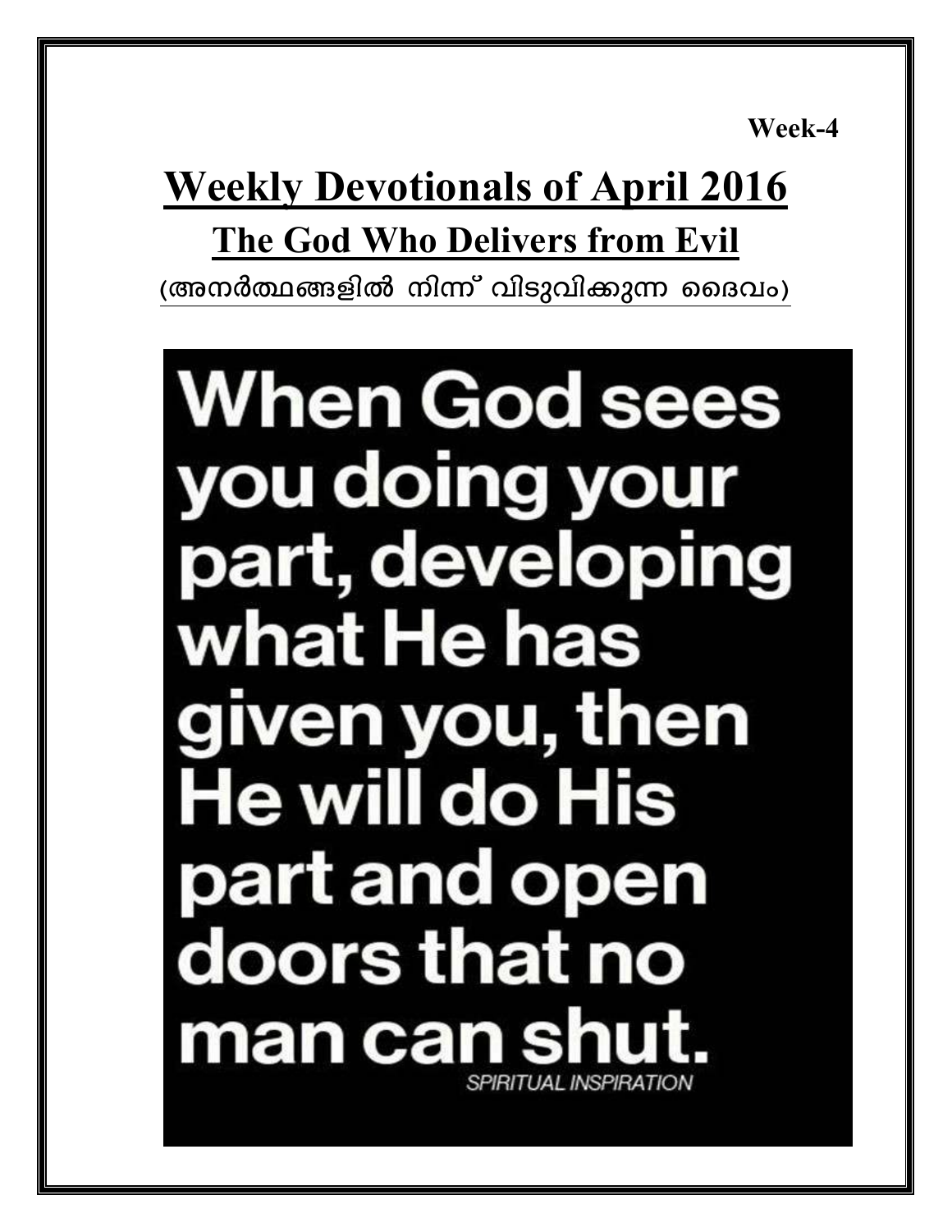Week-4

# Weekly Devotionals of April 2016

## The God Who Delivers from Evil

(അനർത്ഥങ്ങളിൽ നിന്ന് വിടുവിക്കുന്ന ദൈവം)

When God sees you doing your part, developing what He has given you, then He will do His part and open doors that no man can shut.

SPIRITUAL INSPIRATION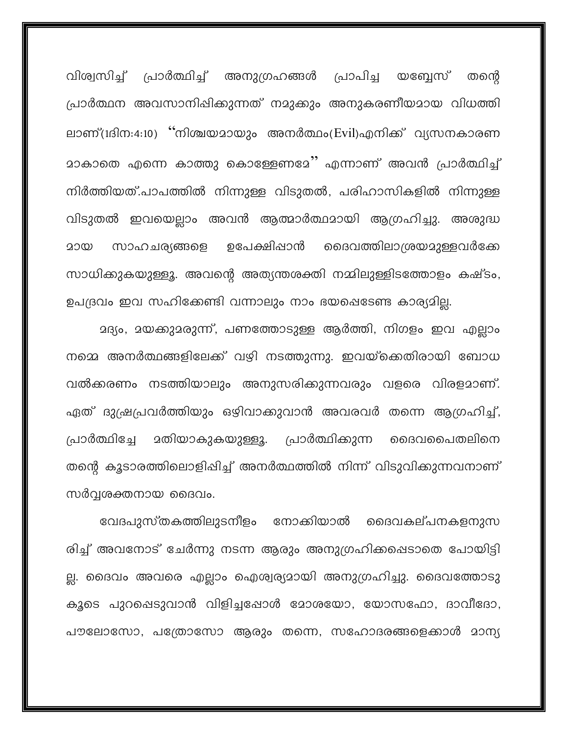വിശ്വസിച്ച് പ്രാർത്ഥിച്ച് അനുഗ്രഹങ്ങൾ പ്രാപിച്ച യബ്ബേസ് തന്റെ പ്രാർത്ഥന അവസാനിപ്പിക്കുന്നത് നമുക്കും അനുകരണീയമായ വിധത്തിലാണ്(1ദിന:4:10) "നിശ്ചയമായും അനർത്ഥം(Evil)എനിക്ക് വ്യസനകാരണമാകാതെ എന്നെ കാത്തു കൊള്ളേണമേ" എന്നാണ് അവൻ പ്രാർത്ഥിച്ച് നിർത്തിയത്.പാപത്തിൽ നിന്നുള്ള വിടുതൽ, പരിഹാസികളിൽ നിന്നുള്ള വിടുതൽ ഇവയെല്ലാം അവൻ ആത്മാർത്ഥമായി ആഗ്രഹിച്ചു. അശുദ്ധമായ സാഹചര്യങ്ങളെ ഉപേക്ഷിപ്പാൻ ദൈവത്തിലാശ്രയമുള്ളവർക്കേ സാധിക്കുകയുള്ളൂ. അവന്റെ അത്യന്തശക്തി നമ്മിലുള്ളിടത്തോളം കഷ്ടം, ഉപദ്രവം ഇവ സഹിക്കേണ്ടി വന്നാലും നാം ഭയപ്പെടേണ്ട കാര്യമില്ല.

മദ്യം, മയക്കുമരുന്ന്, പണത്തോടുള്ള ആർത്തി, നിഗളം ഇവ എല്ലാം നമ്മെ അനർത്ഥങ്ങളിലേക്ക് വഴി നടത്തുന്നു. ഇവയ്ക്കെതിരായി ബോധവൽക്കരണം നടത്തിയാലും അനുസരിക്കുന്നവരും വളരെ വിരളമാണ്. ഏത് ദുഷ്പ്രവർത്തിയും ഒഴിവാക്കുവാൻ അവരവർ തന്നെ ആഗ്രഹിച്ച്, പ്രാർത്ഥിച്ചേ മതിയാകുകയുള്ളൂ. പ്രാർത്ഥിക്കുന്ന ദൈവപൈതലിനെ തന്റെ കൂടാരത്തിലൊളിപ്പിച്ച് അനർത്ഥത്തിൽ നിന്ന് വിടുവിക്കുന്നവനാണ് സർവ്വശക്തനായ ദൈവം.

വേദപുസ്തകത്തിലുടനീളം നോക്കിയാൽ ദൈവകല്പനകളനുസരിച്ച് അവനോട് ചേർന്നു നടന്ന ആരും അനുഗ്രഹിക്കപ്പെടാതെ പോയിട്ടില്ല. ദൈവം അവരെ എല്ലാം ഐശ്വര്യമായി അനുഗ്രഹിച്ചു. ദൈവത്തോടു കൂടെ പുറപ്പെടുവാൻ വിളിച്ചപ്പോൾ മോശയോ, യോസഫോ, ദാവീദോ, പൗലോസോ, പത്രോസോ ആരും തന്നെ, സഹോദരങ്ങളെക്കാൾ മാന്യ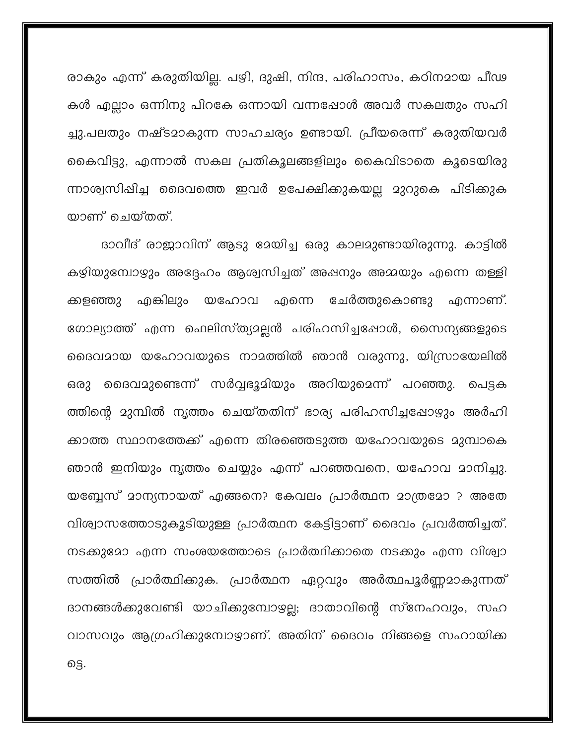രാകും എന്ന് കരുതിയില്ല. പഴി, ദുഷി, നിന്ദ, പരിഹാസം, കഠിനമായ പീഢകൾ എല്ലാം ഒന്നിനു പിറകേ ഒന്നായി വന്നപ്പോൾ അവർ സകലതും സഹിച്ചു.പലതും നഷ്ടമാകുന്ന സാഹചര്യം ഉണ്ടായി. പ്രീയരെന്ന് കരുതിയവർ കൈവിട്ടു, എന്നാൽ സകല പ്രതികൂലങ്ങളിലും കൈവിടാതെ കൂടെയിരുന്നാശ്വസിപ്പിച്ച ദൈവത്തെ ഇവർ ഉപേക്ഷിക്കുകയല്ല മുറുകെ പിടിക്കുകയാണ് ചെയ്തത്.

ദാവീദ് രാജാവിന് ആടു മേയിച്ച ഒരു കാലമുണ്ടായിരുന്നു. കാട്ടിൽ കഴിയുമ്പോഴും അദ്ദേഹം ആശ്വസിച്ചത് അപ്പനും അമ്മയും എന്നെ തള്ളിക്കളഞ്ഞു എങ്കിലും യഹോവ എന്നെ ചേർത്തുകൊണ്ടു എന്നാണ്. ഗോല്യാത്ത് എന്ന ഫെലിസ്ത്യമല്ലൻ പരിഹസിച്ചപ്പോൾ, സൈന്യങ്ങളുടെ ദൈവമായ യഹോവയുടെ നാമത്തിൽ ഞാൻ വരുന്നു, യിസ്രായേലിൽ ഒരു ദൈവമുണ്ടെന്ന് സർവ്വഭൂമിയും അറിയുമെന്ന് പറഞ്ഞു. പെട്ടകത്തിന്റെ മുമ്പിൽ നൃത്തം ചെയ്തതിന് ഭാര്യ പരിഹസിച്ചപ്പോഴും അർഹിക്കാത്ത സ്ഥാനത്തേക്ക് എന്നെ തിരഞ്ഞെടുത്ത യഹോവയുടെ മുമ്പാകെ ഞാൻ ഇനിയും നൃത്തം ചെയ്യും എന്ന് പറഞ്ഞവനെ, യഹോവ മാനിച്ചു. യബ്ബേസ് മാന്യനായത് എങ്ങനെ? കേവലം പ്രാർത്ഥന മാത്രമോ ? അതേ വിശ്വാസത്തോടുകൂടിയുള്ള പ്രാർത്ഥന കേട്ടിട്ടാണ് ദൈവം പ്രവർത്തിച്ചത്. നടക്കുമോ എന്ന സംശയത്തോടെ പ്രാർത്ഥിക്കാതെ നടക്കും എന്ന വിശ്വാസത്തിൽ പ്രാർത്ഥിക്കുക. പ്രാർത്ഥന ഏറ്റവും അർത്ഥപൂർണ്ണമാകുന്നത് ദാനങ്ങൾക്കുവേണ്ടി യാചിക്കുമ്പോഴല്ല; ദാതാവിന്റെ സ്നേഹവും, സഹവാസവും ആഗ്രഹിക്കുമ്പോഴാണ്. അതിന് ദൈവം നിങ്ങളെ സഹായിക്കട്ടെ.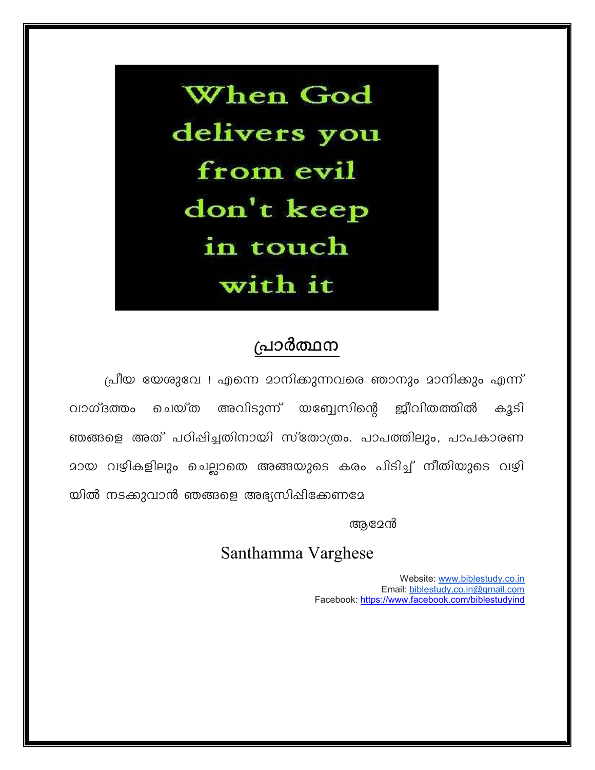When God delivers you from evil don't keep in touch with it

## പ്രാർത്ഥന

പ്രീയ യേശുവേ ! എന്നെ മാനിക്കുന്നവരെ ഞാനും മാനിക്കും എന്ന് വാഗ്ദത്തം ചെയ്ത അവിടുന്ന് യബ്ബേസിന്റെ ജീവിതത്തിൽ കൂടി ഞങ്ങളെ അത് പഠിപ്പിച്ചതിനായി സ്തോത്രം. പാപത്തിലും, പാപകാരണമായ വഴികളിലും ചെല്ലാതെ അങ്ങയുടെ കരം പിടിച്ച് നീതിയുടെ വഴിയിൽ നടക്കുവാൻ ഞങ്ങളെ അഭ്യസിപ്പിക്കേണമേ

ആമേൻ

Santhamma Varghese

Website: www.biblestudy.co.in
Email: biblestudy.co.in@gmail.com
Facebook: https://www.facebook.com/biblestudyind